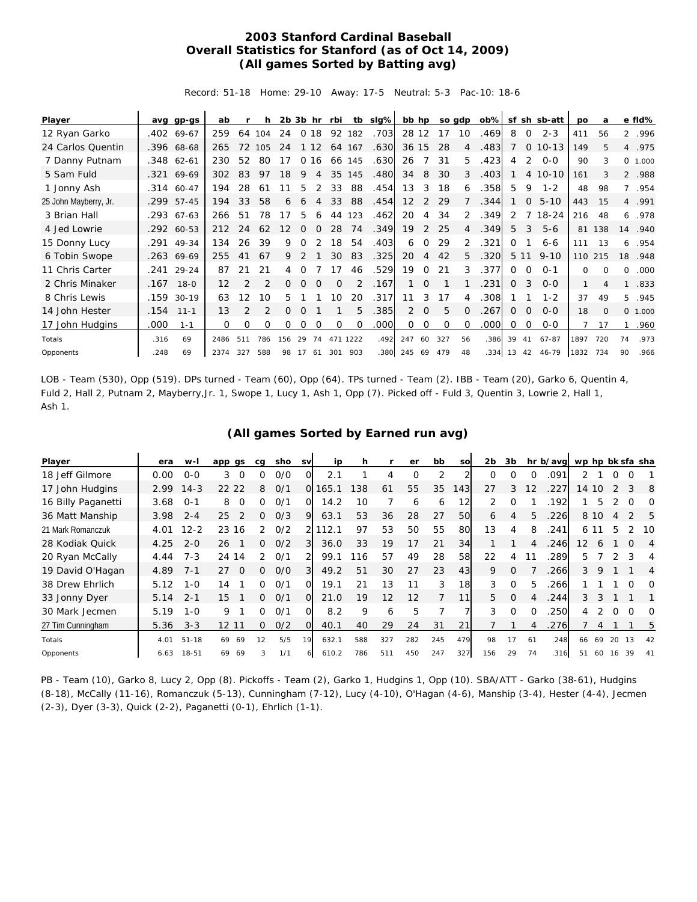# 2003 Stanford Cardinal Baseball
## Overall Statistics for Stanford (as of Oct 14, 2009)
### (All games Sorted by Batting avg)

Record: 51-18 Home: 29-10 Away: 17-5 Neutral: 5-3 Pac-10: 18-6

| Player | avg | gp-gs | ab | r | h | 2b | 3b | hr | rbi | tb | slg% | bb | hp | so | gdp | ob% | sf | sh | sb-att | po | a | e | fld% |
|---|---|---|---|---|---|---|---|---|---|---|---|---|---|---|---|---|---|---|---|---|---|---|---|
| 12 Ryan Garko | .402 | 69-67 | 259 | 64 | 104 | 24 | 0 | 18 | 92 | 182 | .703 | 28 | 12 | 17 | 10 | .469 | 8 | 0 | 2-3 | 411 | 56 | 2 | .996 |
| 24 Carlos Quentin | .396 | 68-68 | 265 | 72 | 105 | 24 | 1 | 12 | 64 | 167 | .630 | 36 | 15 | 28 | 4 | .483 | 7 | 0 | 10-13 | 149 | 5 | 4 | .975 |
| 7 Danny Putnam | .348 | 62-61 | 230 | 52 | 80 | 17 | 0 | 16 | 66 | 145 | .630 | 26 | 7 | 31 | 5 | .423 | 4 | 2 | 0-0 | 90 | 3 | 0 | 1.000 |
| 5 Sam Fuld | .321 | 69-69 | 302 | 83 | 97 | 18 | 9 | 4 | 35 | 145 | .480 | 34 | 8 | 30 | 3 | .403 | 1 | 4 | 10-10 | 161 | 3 | 2 | .988 |
| 1 Jonny Ash | .314 | 60-47 | 194 | 28 | 61 | 11 | 5 | 2 | 33 | 88 | .454 | 13 | 3 | 18 | 6 | .358 | 5 | 9 | 1-2 | 48 | 98 | 7 | .954 |
| 25 John Mayberry, Jr. | .299 | 57-45 | 194 | 33 | 58 | 6 | 6 | 4 | 33 | 88 | .454 | 12 | 2 | 29 | 7 | .344 | 1 | 0 | 5-10 | 443 | 15 | 4 | .991 |
| 3 Brian Hall | .293 | 67-63 | 266 | 51 | 78 | 17 | 5 | 6 | 44 | 123 | .462 | 20 | 4 | 34 | 2 | .349 | 2 | 7 | 18-24 | 216 | 48 | 6 | .978 |
| 4 Jed Lowrie | .292 | 60-53 | 212 | 24 | 62 | 12 | 0 | 0 | 28 | 74 | .349 | 19 | 2 | 25 | 4 | .349 | 5 | 3 | 5-6 | 81 | 138 | 14 | .940 |
| 15 Donny Lucy | .291 | 49-34 | 134 | 26 | 39 | 9 | 0 | 2 | 18 | 54 | .403 | 6 | 0 | 29 | 2 | .321 | 0 | 1 | 6-6 | 111 | 13 | 6 | .954 |
| 6 Tobin Swope | .263 | 69-69 | 255 | 41 | 67 | 9 | 2 | 1 | 30 | 83 | .325 | 20 | 4 | 42 | 5 | .320 | 5 | 11 | 9-10 | 110 | 215 | 18 | .948 |
| 11 Chris Carter | .241 | 29-24 | 87 | 21 | 21 | 4 | 0 | 7 | 17 | 46 | .529 | 19 | 0 | 21 | 3 | .377 | 0 | 0 | 0-1 | 0 | 0 | 0 | .000 |
| 2 Chris Minaker | .167 | 18-0 | 12 | 2 | 2 | 0 | 0 | 0 | 0 | 2 | .167 | 1 | 0 | 1 | 1 | .231 | 0 | 3 | 0-0 | 1 | 4 | 1 | .833 |
| 8 Chris Lewis | .159 | 30-19 | 63 | 12 | 10 | 5 | 1 | 1 | 10 | 20 | .317 | 11 | 3 | 17 | 4 | .308 | 1 | 1 | 1-2 | 37 | 49 | 5 | .945 |
| 14 John Hester | .154 | 11-1 | 13 | 2 | 2 | 0 | 0 | 1 | 1 | 5 | .385 | 2 | 0 | 5 | 0 | .267 | 0 | 0 | 0-0 | 18 | 0 | 0 | 1.000 |
| 17 John Hudgins | .000 | 1-1 | 0 | 0 | 0 | 0 | 0 | 0 | 0 | 0 | .000 | 0 | 0 | 0 | 0 | .000 | 0 | 0 | 0-0 | 7 | 17 | 1 | .960 |
| Totals | .316 | 69 | 2486 | 511 | 786 | 156 | 29 | 74 | 471 | 1222 | .492 | 247 | 60 | 327 | 56 | .386 | 39 | 41 | 67-87 | 1897 | 720 | 74 | .973 |
| Opponents | .248 | 69 | 2374 | 327 | 588 | 98 | 17 | 61 | 301 | 903 | .380 | 245 | 69 | 479 | 48 | .334 | 13 | 42 | 46-79 | 1832 | 734 | 90 | .966 |

LOB - Team (530), Opp (519). DPs turned - Team (60), Opp (64). TPs turned - Team (2). IBB - Team (20), Garko 6, Quentin 4, Fuld 2, Hall 2, Putnam 2, Mayberry,Jr. 1, Swope 1, Lucy 1, Ash 1, Opp (7). Picked off - Fuld 3, Quentin 3, Lowrie 2, Hall 1, Ash 1.

### (All games Sorted by Earned run avg)

| Player | era | w-l | app | gs | cg | sho | sv | ip | h | r | er | bb | so | 2b | 3b | hr | b/avg | wp | hp | bk | sfa | sha |
|---|---|---|---|---|---|---|---|---|---|---|---|---|---|---|---|---|---|---|---|---|---|---|
| 18 Jeff Gilmore | 0.00 | 0-0 | 3 | 0 | 0 | 0/0 | 0 | 2.1 | 1 | 4 | 0 | 2 | 2 | 0 | 0 | 0 | .091 | 2 | 1 | 0 | 0 | 1 |
| 17 John Hudgins | 2.99 | 14-3 | 22 | 22 | 8 | 0/1 | 0 | 165.1 | 138 | 61 | 55 | 35 | 143 | 27 | 3 | 12 | .227 | 14 | 10 | 2 | 3 | 8 |
| 16 Billy Paganetti | 3.68 | 0-1 | 8 | 0 | 0 | 0/1 | 0 | 14.2 | 10 | 7 | 6 | 6 | 12 | 2 | 0 | 1 | .192 | 1 | 5 | 2 | 0 | 0 |
| 36 Matt Manship | 3.98 | 2-4 | 25 | 2 | 0 | 0/3 | 9 | 63.1 | 53 | 36 | 28 | 27 | 50 | 6 | 4 | 5 | .226 | 8 | 10 | 4 | 2 | 5 |
| 21 Mark Romanczuk | 4.01 | 12-2 | 23 | 16 | 2 | 0/2 | 2 | 112.1 | 97 | 53 | 50 | 55 | 80 | 13 | 4 | 8 | .241 | 6 | 11 | 5 | 2 | 10 |
| 28 Kodiak Quick | 4.25 | 2-0 | 26 | 1 | 0 | 0/2 | 3 | 36.0 | 33 | 19 | 17 | 21 | 34 | 1 | 1 | 4 | .246 | 12 | 6 | 1 | 0 | 4 |
| 20 Ryan McCally | 4.44 | 7-3 | 24 | 14 | 2 | 0/1 | 2 | 99.1 | 116 | 57 | 49 | 28 | 58 | 22 | 4 | 11 | .289 | 5 | 7 | 2 | 3 | 4 |
| 19 David O'Hagan | 4.89 | 7-1 | 27 | 0 | 0 | 0/0 | 3 | 49.2 | 51 | 30 | 27 | 23 | 43 | 9 | 0 | 7 | .266 | 3 | 9 | 1 | 1 | 4 |
| 38 Drew Ehrlich | 5.12 | 1-0 | 14 | 1 | 0 | 0/1 | 0 | 19.1 | 21 | 13 | 11 | 3 | 18 | 3 | 0 | 5 | .266 | 1 | 1 | 1 | 0 | 0 |
| 33 Jonny Dyer | 5.14 | 2-1 | 15 | 1 | 0 | 0/1 | 0 | 21.0 | 19 | 12 | 12 | 7 | 11 | 5 | 0 | 4 | .244 | 3 | 3 | 1 | 1 | 1 |
| 30 Mark Jecmen | 5.19 | 1-0 | 9 | 1 | 0 | 0/1 | 0 | 8.2 | 9 | 6 | 5 | 7 | 7 | 3 | 0 | 0 | .250 | 4 | 2 | 0 | 0 | 0 |
| 27 Tim Cunningham | 5.36 | 3-3 | 12 | 11 | 0 | 0/2 | 0 | 40.1 | 40 | 29 | 24 | 31 | 21 | 7 | 1 | 4 | .276 | 7 | 4 | 1 | 1 | 5 |
| Totals | 4.01 | 51-18 | 69 | 69 | 12 | 5/5 | 19 | 632.1 | 588 | 327 | 282 | 245 | 479 | 98 | 17 | 61 | .248 | 66 | 69 | 20 | 13 | 42 |
| Opponents | 6.63 | 18-51 | 69 | 69 | 3 | 1/1 | 6 | 610.2 | 786 | 511 | 450 | 247 | 327 | 156 | 29 | 74 | .316 | 51 | 60 | 16 | 39 | 41 |

PB - Team (10), Garko 8, Lucy 2, Opp (8). Pickoffs - Team (2), Garko 1, Hudgins 1, Opp (10). SBA/ATT - Garko (38-61), Hudgins (8-18), McCally (11-16), Romanczuk (5-13), Cunningham (7-12), Lucy (4-10), O'Hagan (4-6), Manship (3-4), Hester (4-4), Jecmen (2-3), Dyer (3-3), Quick (2-2), Paganetti (0-1), Ehrlich (1-1).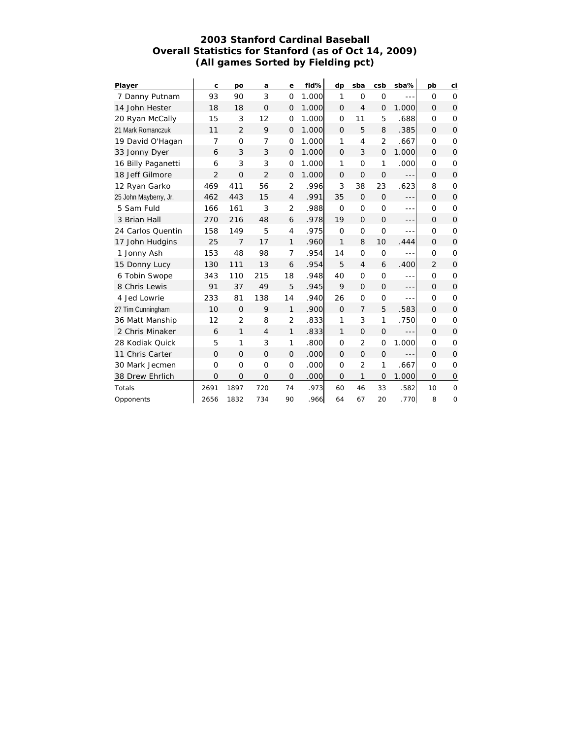## 2003 Stanford Cardinal Baseball
## Overall Statistics for Stanford (as of Oct 14, 2009)
## (All games Sorted by Fielding pct)

| Player | c | po | a | e | fld% | dp | sba | csb | sba% | pb | ci |
|---|---|---|---|---|---|---|---|---|---|---|---|
| 7 Danny Putnam | 93 | 90 | 3 | 0 | 1.000 | 1 | 0 | 0 | --- | 0 | 0 |
| 14 John Hester | 18 | 18 | 0 | 0 | 1.000 | 0 | 4 | 0 | 1.000 | 0 | 0 |
| 20 Ryan McCally | 15 | 3 | 12 | 0 | 1.000 | 0 | 11 | 5 | .688 | 0 | 0 |
| 21 Mark Romanczuk | 11 | 2 | 9 | 0 | 1.000 | 0 | 5 | 8 | .385 | 0 | 0 |
| 19 David O'Hagan | 7 | 0 | 7 | 0 | 1.000 | 1 | 4 | 2 | .667 | 0 | 0 |
| 33 Jonny Dyer | 6 | 3 | 3 | 0 | 1.000 | 0 | 3 | 0 | 1.000 | 0 | 0 |
| 16 Billy Paganetti | 6 | 3 | 3 | 0 | 1.000 | 1 | 0 | 1 | .000 | 0 | 0 |
| 18 Jeff Gilmore | 2 | 0 | 2 | 0 | 1.000 | 0 | 0 | 0 | --- | 0 | 0 |
| 12 Ryan Garko | 469 | 411 | 56 | 2 | .996 | 3 | 38 | 23 | .623 | 8 | 0 |
| 25 John Mayberry, Jr. | 462 | 443 | 15 | 4 | .991 | 35 | 0 | 0 | --- | 0 | 0 |
| 5 Sam Fuld | 166 | 161 | 3 | 2 | .988 | 0 | 0 | 0 | --- | 0 | 0 |
| 3 Brian Hall | 270 | 216 | 48 | 6 | .978 | 19 | 0 | 0 | --- | 0 | 0 |
| 24 Carlos Quentin | 158 | 149 | 5 | 4 | .975 | 0 | 0 | 0 | --- | 0 | 0 |
| 17 John Hudgins | 25 | 7 | 17 | 1 | .960 | 1 | 8 | 10 | .444 | 0 | 0 |
| 1 Jonny Ash | 153 | 48 | 98 | 7 | .954 | 14 | 0 | 0 | --- | 0 | 0 |
| 15 Donny Lucy | 130 | 111 | 13 | 6 | .954 | 5 | 4 | 6 | .400 | 2 | 0 |
| 6 Tobin Swope | 343 | 110 | 215 | 18 | .948 | 40 | 0 | 0 | --- | 0 | 0 |
| 8 Chris Lewis | 91 | 37 | 49 | 5 | .945 | 9 | 0 | 0 | --- | 0 | 0 |
| 4 Jed Lowrie | 233 | 81 | 138 | 14 | .940 | 26 | 0 | 0 | --- | 0 | 0 |
| 27 Tim Cunningham | 10 | 0 | 9 | 1 | .900 | 0 | 7 | 5 | .583 | 0 | 0 |
| 36 Matt Manship | 12 | 2 | 8 | 2 | .833 | 1 | 3 | 1 | .750 | 0 | 0 |
| 2 Chris Minaker | 6 | 1 | 4 | 1 | .833 | 1 | 0 | 0 | --- | 0 | 0 |
| 28 Kodiak Quick | 5 | 1 | 3 | 1 | .800 | 0 | 2 | 0 | 1.000 | 0 | 0 |
| 11 Chris Carter | 0 | 0 | 0 | 0 | .000 | 0 | 0 | 0 | --- | 0 | 0 |
| 30 Mark Jecmen | 0 | 0 | 0 | 0 | .000 | 0 | 2 | 1 | .667 | 0 | 0 |
| 38 Drew Ehrlich | 0 | 0 | 0 | 0 | .000 | 0 | 1 | 0 | 1.000 | 0 | 0 |
| Totals | 2691 | 1897 | 720 | 74 | .973 | 60 | 46 | 33 | .582 | 10 | 0 |
| Opponents | 2656 | 1832 | 734 | 90 | .966 | 64 | 67 | 20 | .770 | 8 | 0 |